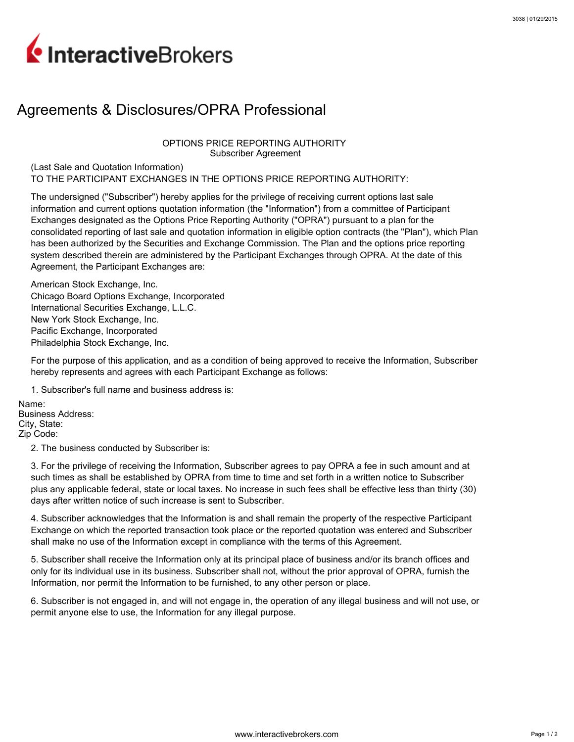InteractiveBrokers

# Agreements & Disclosures/OPRA Professional

OPTIONS PRICE REPORTING AUTHORITY
Subscriber Agreement

(Last Sale and Quotation Information)
TO THE PARTICIPANT EXCHANGES IN THE OPTIONS PRICE REPORTING AUTHORITY:

The undersigned ("Subscriber") hereby applies for the privilege of receiving current options last sale information and current options quotation information (the "Information") from a committee of Participant Exchanges designated as the Options Price Reporting Authority ("OPRA") pursuant to a plan for the consolidated reporting of last sale and quotation information in eligible option contracts (the "Plan"), which Plan has been authorized by the Securities and Exchange Commission. The Plan and the options price reporting system described therein are administered by the Participant Exchanges through OPRA. At the date of this Agreement, the Participant Exchanges are:

American Stock Exchange, Inc.
Chicago Board Options Exchange, Incorporated
International Securities Exchange, L.L.C.
New York Stock Exchange, Inc.
Pacific Exchange, Incorporated
Philadelphia Stock Exchange, Inc.

For the purpose of this application, and as a condition of being approved to receive the Information, Subscriber hereby represents and agrees with each Participant Exchange as follows:

1. Subscriber's full name and business address is:

Name:
Business Address:
City, State:
Zip Code:

2. The business conducted by Subscriber is:

3. For the privilege of receiving the Information, Subscriber agrees to pay OPRA a fee in such amount and at such times as shall be established by OPRA from time to time and set forth in a written notice to Subscriber plus any applicable federal, state or local taxes. No increase in such fees shall be effective less than thirty (30) days after written notice of such increase is sent to Subscriber.

4. Subscriber acknowledges that the Information is and shall remain the property of the respective Participant Exchange on which the reported transaction took place or the reported quotation was entered and Subscriber shall make no use of the Information except in compliance with the terms of this Agreement.

5. Subscriber shall receive the Information only at its principal place of business and/or its branch offices and only for its individual use in its business. Subscriber shall not, without the prior approval of OPRA, furnish the Information, nor permit the Information to be furnished, to any other person or place.

6. Subscriber is not engaged in, and will not engage in, the operation of any illegal business and will not use, or permit anyone else to use, the Information for any illegal purpose.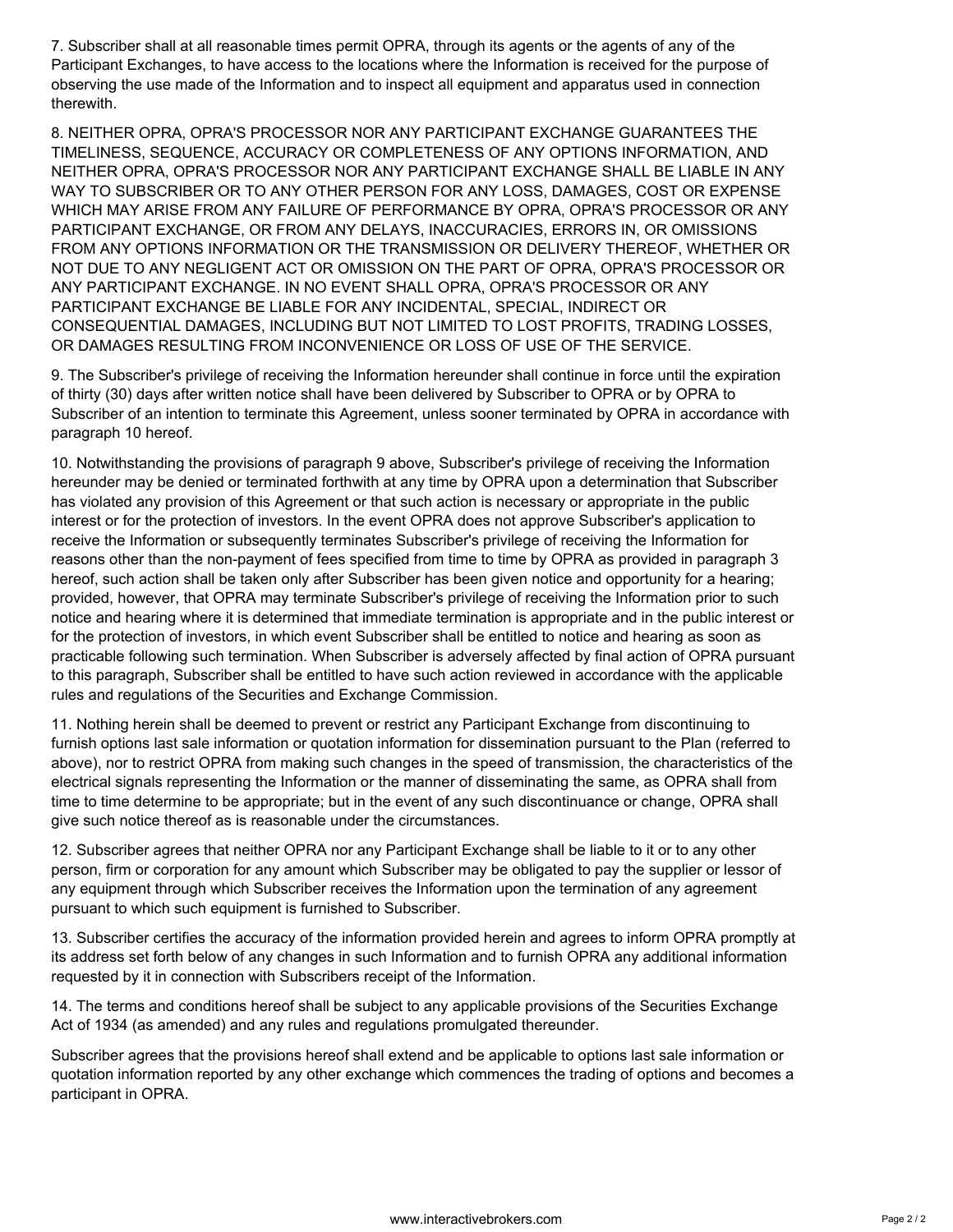7. Subscriber shall at all reasonable times permit OPRA, through its agents or the agents of any of the Participant Exchanges, to have access to the locations where the Information is received for the purpose of observing the use made of the Information and to inspect all equipment and apparatus used in connection therewith.

8. NEITHER OPRA, OPRA'S PROCESSOR NOR ANY PARTICIPANT EXCHANGE GUARANTEES THE TIMELINESS, SEQUENCE, ACCURACY OR COMPLETENESS OF ANY OPTIONS INFORMATION, AND NEITHER OPRA, OPRA'S PROCESSOR NOR ANY PARTICIPANT EXCHANGE SHALL BE LIABLE IN ANY WAY TO SUBSCRIBER OR TO ANY OTHER PERSON FOR ANY LOSS, DAMAGES, COST OR EXPENSE WHICH MAY ARISE FROM ANY FAILURE OF PERFORMANCE BY OPRA, OPRA'S PROCESSOR OR ANY PARTICIPANT EXCHANGE, OR FROM ANY DELAYS, INACCURACIES, ERRORS IN, OR OMISSIONS FROM ANY OPTIONS INFORMATION OR THE TRANSMISSION OR DELIVERY THEREOF, WHETHER OR NOT DUE TO ANY NEGLIGENT ACT OR OMISSION ON THE PART OF OPRA, OPRA'S PROCESSOR OR ANY PARTICIPANT EXCHANGE. IN NO EVENT SHALL OPRA, OPRA'S PROCESSOR OR ANY PARTICIPANT EXCHANGE BE LIABLE FOR ANY INCIDENTAL, SPECIAL, INDIRECT OR CONSEQUENTIAL DAMAGES, INCLUDING BUT NOT LIMITED TO LOST PROFITS, TRADING LOSSES, OR DAMAGES RESULTING FROM INCONVENIENCE OR LOSS OF USE OF THE SERVICE.

9. The Subscriber's privilege of receiving the Information hereunder shall continue in force until the expiration of thirty (30) days after written notice shall have been delivered by Subscriber to OPRA or by OPRA to Subscriber of an intention to terminate this Agreement, unless sooner terminated by OPRA in accordance with paragraph 10 hereof.

10. Notwithstanding the provisions of paragraph 9 above, Subscriber's privilege of receiving the Information hereunder may be denied or terminated forthwith at any time by OPRA upon a determination that Subscriber has violated any provision of this Agreement or that such action is necessary or appropriate in the public interest or for the protection of investors. In the event OPRA does not approve Subscriber's application to receive the Information or subsequently terminates Subscriber's privilege of receiving the Information for reasons other than the non-payment of fees specified from time to time by OPRA as provided in paragraph 3 hereof, such action shall be taken only after Subscriber has been given notice and opportunity for a hearing; provided, however, that OPRA may terminate Subscriber's privilege of receiving the Information prior to such notice and hearing where it is determined that immediate termination is appropriate and in the public interest or for the protection of investors, in which event Subscriber shall be entitled to notice and hearing as soon as practicable following such termination. When Subscriber is adversely affected by final action of OPRA pursuant to this paragraph, Subscriber shall be entitled to have such action reviewed in accordance with the applicable rules and regulations of the Securities and Exchange Commission.

11. Nothing herein shall be deemed to prevent or restrict any Participant Exchange from discontinuing to furnish options last sale information or quotation information for dissemination pursuant to the Plan (referred to above), nor to restrict OPRA from making such changes in the speed of transmission, the characteristics of the electrical signals representing the Information or the manner of disseminating the same, as OPRA shall from time to time determine to be appropriate; but in the event of any such discontinuance or change, OPRA shall give such notice thereof as is reasonable under the circumstances.

12. Subscriber agrees that neither OPRA nor any Participant Exchange shall be liable to it or to any other person, firm or corporation for any amount which Subscriber may be obligated to pay the supplier or lessor of any equipment through which Subscriber receives the Information upon the termination of any agreement pursuant to which such equipment is furnished to Subscriber.

13. Subscriber certifies the accuracy of the information provided herein and agrees to inform OPRA promptly at its address set forth below of any changes in such Information and to furnish OPRA any additional information requested by it in connection with Subscribers receipt of the Information.

14. The terms and conditions hereof shall be subject to any applicable provisions of the Securities Exchange Act of 1934 (as amended) and any rules and regulations promulgated thereunder.

Subscriber agrees that the provisions hereof shall extend and be applicable to options last sale information or quotation information reported by any other exchange which commences the trading of options and becomes a participant in OPRA.